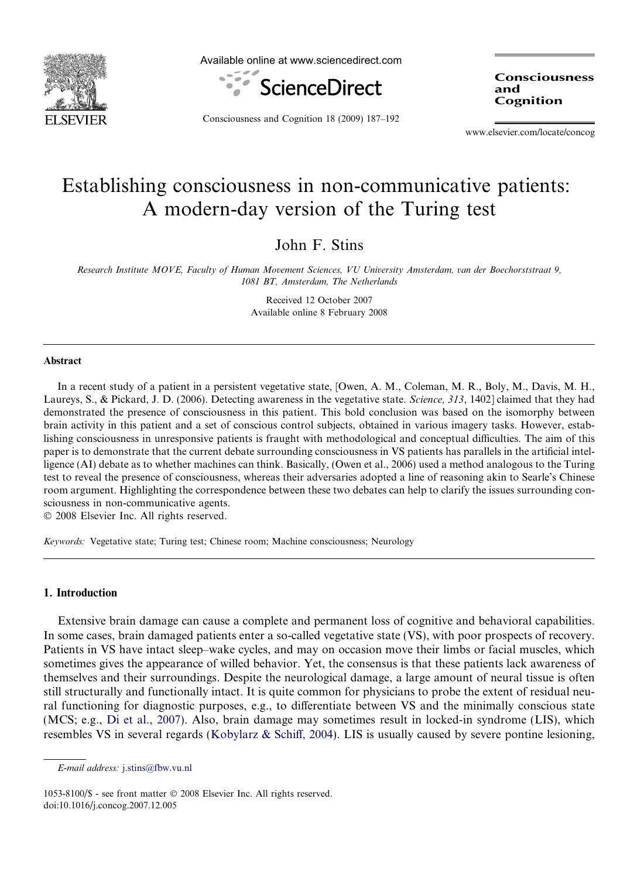# Establishing consciousness in non-communicative patients: A modern-day version of the Turing test

John F. Stins

*Research Institute MOVE, Faculty of Human Movement Sciences, VU University Amsterdam, van der Boechorststraat 9, 1081 BT, Amsterdam, The Netherlands*

Received 12 October 2007
Available online 8 February 2008

## Abstract

In a recent study of a patient in a persistent vegetative state, [Owen, A. M., Coleman, M. R., Boly, M., Davis, M. H., Laureys, S., & Pickard, J. D. (2006). Detecting awareness in the vegetative state. *Science, 313*, 1402] claimed that they had demonstrated the presence of consciousness in this patient. This bold conclusion was based on the isomorphy between brain activity in this patient and a set of conscious control subjects, obtained in various imagery tasks. However, establishing consciousness in unresponsive patients is fraught with methodological and conceptual difficulties. The aim of this paper is to demonstrate that the current debate surrounding consciousness in VS patients has parallels in the artificial intelligence (AI) debate as to whether machines can think. Basically, (Owen et al., 2006) used a method analogous to the Turing test to reveal the presence of consciousness, whereas their adversaries adopted a line of reasoning akin to Searle's Chinese room argument. Highlighting the correspondence between these two debates can help to clarify the issues surrounding consciousness in non-communicative agents.
© 2008 Elsevier Inc. All rights reserved.

*Keywords:* Vegetative state; Turing test; Chinese room; Machine consciousness; Neurology

## 1. Introduction

Extensive brain damage can cause a complete and permanent loss of cognitive and behavioral capabilities. In some cases, brain damaged patients enter a so-called vegetative state (VS), with poor prospects of recovery. Patients in VS have intact sleep–wake cycles, and may on occasion move their limbs or facial muscles, which sometimes gives the appearance of willed behavior. Yet, the consensus is that these patients lack awareness of themselves and their surroundings. Despite the neurological damage, a large amount of neural tissue is often still structurally and functionally intact. It is quite common for physicians to probe the extent of residual neural functioning for diagnostic purposes, e.g., to differentiate between VS and the minimally conscious state (MCS; e.g., Di et al., 2007). Also, brain damage may sometimes result in locked-in syndrome (LIS), which resembles VS in several regards (Kobylarz & Schiff, 2004). LIS is usually caused by severe pontine lesioning,

*E-mail address:* j.stins@fbw.vu.nl

1053-8100/$ - see front matter © 2008 Elsevier Inc. All rights reserved.
doi:10.1016/j.concog.2007.12.005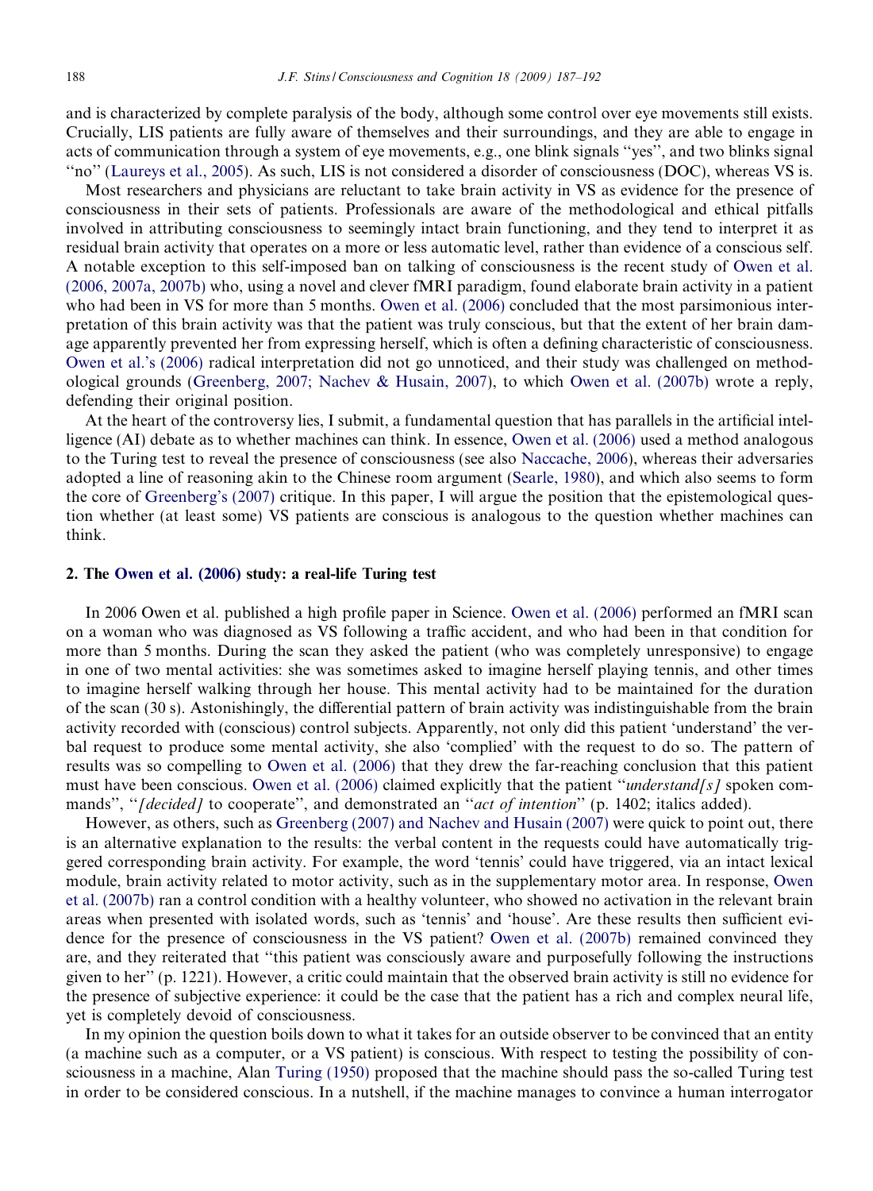and is characterized by complete paralysis of the body, although some control over eye movements still exists. Crucially, LIS patients are fully aware of themselves and their surroundings, and they are able to engage in acts of communication through a system of eye movements, e.g., one blink signals ''yes'', and two blinks signal ''no'' (Laureys et al., 2005). As such, LIS is not considered a disorder of consciousness (DOC), whereas VS is.

Most researchers and physicians are reluctant to take brain activity in VS as evidence for the presence of consciousness in their sets of patients. Professionals are aware of the methodological and ethical pitfalls involved in attributing consciousness to seemingly intact brain functioning, and they tend to interpret it as residual brain activity that operates on a more or less automatic level, rather than evidence of a conscious self. A notable exception to this self-imposed ban on talking of consciousness is the recent study of Owen et al. (2006, 2007a, 2007b) who, using a novel and clever fMRI paradigm, found elaborate brain activity in a patient who had been in VS for more than 5 months. Owen et al. (2006) concluded that the most parsimonious interpretation of this brain activity was that the patient was truly conscious, but that the extent of her brain damage apparently prevented her from expressing herself, which is often a defining characteristic of consciousness. Owen et al.'s (2006) radical interpretation did not go unnoticed, and their study was challenged on methodological grounds (Greenberg, 2007; Nachev & Husain, 2007), to which Owen et al. (2007b) wrote a reply, defending their original position.

At the heart of the controversy lies, I submit, a fundamental question that has parallels in the artificial intelligence (AI) debate as to whether machines can think. In essence, Owen et al. (2006) used a method analogous to the Turing test to reveal the presence of consciousness (see also Naccache, 2006), whereas their adversaries adopted a line of reasoning akin to the Chinese room argument (Searle, 1980), and which also seems to form the core of Greenberg's (2007) critique. In this paper, I will argue the position that the epistemological question whether (at least some) VS patients are conscious is analogous to the question whether machines can think.

## 2. The Owen et al. (2006) study: a real-life Turing test

In 2006 Owen et al. published a high profile paper in Science. Owen et al. (2006) performed an fMRI scan on a woman who was diagnosed as VS following a traffic accident, and who had been in that condition for more than 5 months. During the scan they asked the patient (who was completely unresponsive) to engage in one of two mental activities: she was sometimes asked to imagine herself playing tennis, and other times to imagine herself walking through her house. This mental activity had to be maintained for the duration of the scan (30 s). Astonishingly, the differential pattern of brain activity was indistinguishable from the brain activity recorded with (conscious) control subjects. Apparently, not only did this patient 'understand' the verbal request to produce some mental activity, she also 'complied' with the request to do so. The pattern of results was so compelling to Owen et al. (2006) that they drew the far-reaching conclusion that this patient must have been conscious. Owen et al. (2006) claimed explicitly that the patient ''*understand[s]* spoken commands'', ''*[decided]* to cooperate'', and demonstrated an ''*act of intention*'' (p. 1402; italics added).

However, as others, such as Greenberg (2007) and Nachev and Husain (2007) were quick to point out, there is an alternative explanation to the results: the verbal content in the requests could have automatically triggered corresponding brain activity. For example, the word 'tennis' could have triggered, via an intact lexical module, brain activity related to motor activity, such as in the supplementary motor area. In response, Owen et al. (2007b) ran a control condition with a healthy volunteer, who showed no activation in the relevant brain areas when presented with isolated words, such as 'tennis' and 'house'. Are these results then sufficient evidence for the presence of consciousness in the VS patient? Owen et al. (2007b) remained convinced they are, and they reiterated that ''this patient was consciously aware and purposefully following the instructions given to her'' (p. 1221). However, a critic could maintain that the observed brain activity is still no evidence for the presence of subjective experience: it could be the case that the patient has a rich and complex neural life, yet is completely devoid of consciousness.

In my opinion the question boils down to what it takes for an outside observer to be convinced that an entity (a machine such as a computer, or a VS patient) is conscious. With respect to testing the possibility of consciousness in a machine, Alan Turing (1950) proposed that the machine should pass the so-called Turing test in order to be considered conscious. In a nutshell, if the machine manages to convince a human interrogator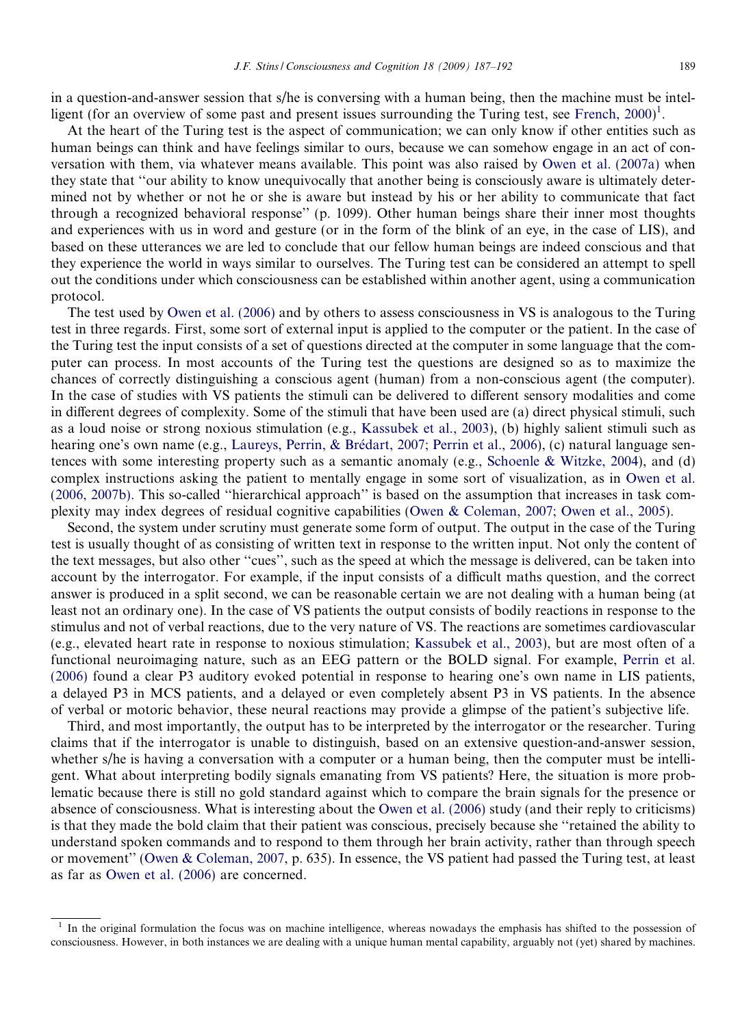in a question-and-answer session that s/he is conversing with a human being, then the machine must be intelligent (for an overview of some past and present issues surrounding the Turing test, see French, 2000)[1].

At the heart of the Turing test is the aspect of communication; we can only know if other entities such as human beings can think and have feelings similar to ours, because we can somehow engage in an act of conversation with them, via whatever means available. This point was also raised by Owen et al. (2007a) when they state that ''our ability to know unequivocally that another being is consciously aware is ultimately determined not by whether or not he or she is aware but instead by his or her ability to communicate that fact through a recognized behavioral response'' (p. 1099). Other human beings share their inner most thoughts and experiences with us in word and gesture (or in the form of the blink of an eye, in the case of LIS), and based on these utterances we are led to conclude that our fellow human beings are indeed conscious and that they experience the world in ways similar to ourselves. The Turing test can be considered an attempt to spell out the conditions under which consciousness can be established within another agent, using a communication protocol.

The test used by Owen et al. (2006) and by others to assess consciousness in VS is analogous to the Turing test in three regards. First, some sort of external input is applied to the computer or the patient. In the case of the Turing test the input consists of a set of questions directed at the computer in some language that the computer can process. In most accounts of the Turing test the questions are designed so as to maximize the chances of correctly distinguishing a conscious agent (human) from a non-conscious agent (the computer). In the case of studies with VS patients the stimuli can be delivered to different sensory modalities and come in different degrees of complexity. Some of the stimuli that have been used are (a) direct physical stimuli, such as a loud noise or strong noxious stimulation (e.g., Kassubek et al., 2003), (b) highly salient stimuli such as hearing one's own name (e.g., Laureys, Perrin, & Brédart, 2007; Perrin et al., 2006), (c) natural language sentences with some interesting property such as a semantic anomaly (e.g., Schoenle & Witzke, 2004), and (d) complex instructions asking the patient to mentally engage in some sort of visualization, as in Owen et al. (2006, 2007b). This so-called ''hierarchical approach'' is based on the assumption that increases in task complexity may index degrees of residual cognitive capabilities (Owen & Coleman, 2007; Owen et al., 2005).

Second, the system under scrutiny must generate some form of output. The output in the case of the Turing test is usually thought of as consisting of written text in response to the written input. Not only the content of the text messages, but also other ''cues'', such as the speed at which the message is delivered, can be taken into account by the interrogator. For example, if the input consists of a difficult maths question, and the correct answer is produced in a split second, we can be reasonable certain we are not dealing with a human being (at least not an ordinary one). In the case of VS patients the output consists of bodily reactions in response to the stimulus and not of verbal reactions, due to the very nature of VS. The reactions are sometimes cardiovascular (e.g., elevated heart rate in response to noxious stimulation; Kassubek et al., 2003), but are most often of a functional neuroimaging nature, such as an EEG pattern or the BOLD signal. For example, Perrin et al. (2006) found a clear P3 auditory evoked potential in response to hearing one's own name in LIS patients, a delayed P3 in MCS patients, and a delayed or even completely absent P3 in VS patients. In the absence of verbal or motoric behavior, these neural reactions may provide a glimpse of the patient's subjective life.

Third, and most importantly, the output has to be interpreted by the interrogator or the researcher. Turing claims that if the interrogator is unable to distinguish, based on an extensive question-and-answer session, whether s/he is having a conversation with a computer or a human being, then the computer must be intelligent. What about interpreting bodily signals emanating from VS patients? Here, the situation is more problematic because there is still no gold standard against which to compare the brain signals for the presence or absence of consciousness. What is interesting about the Owen et al. (2006) study (and their reply to criticisms) is that they made the bold claim that their patient was conscious, precisely because she ''retained the ability to understand spoken commands and to respond to them through her brain activity, rather than through speech or movement'' (Owen & Coleman, 2007, p. 635). In essence, the VS patient had passed the Turing test, at least as far as Owen et al. (2006) are concerned.

[1] In the original formulation the focus was on machine intelligence, whereas nowadays the emphasis has shifted to the possession of consciousness. However, in both instances we are dealing with a unique human mental capability, arguably not (yet) shared by machines.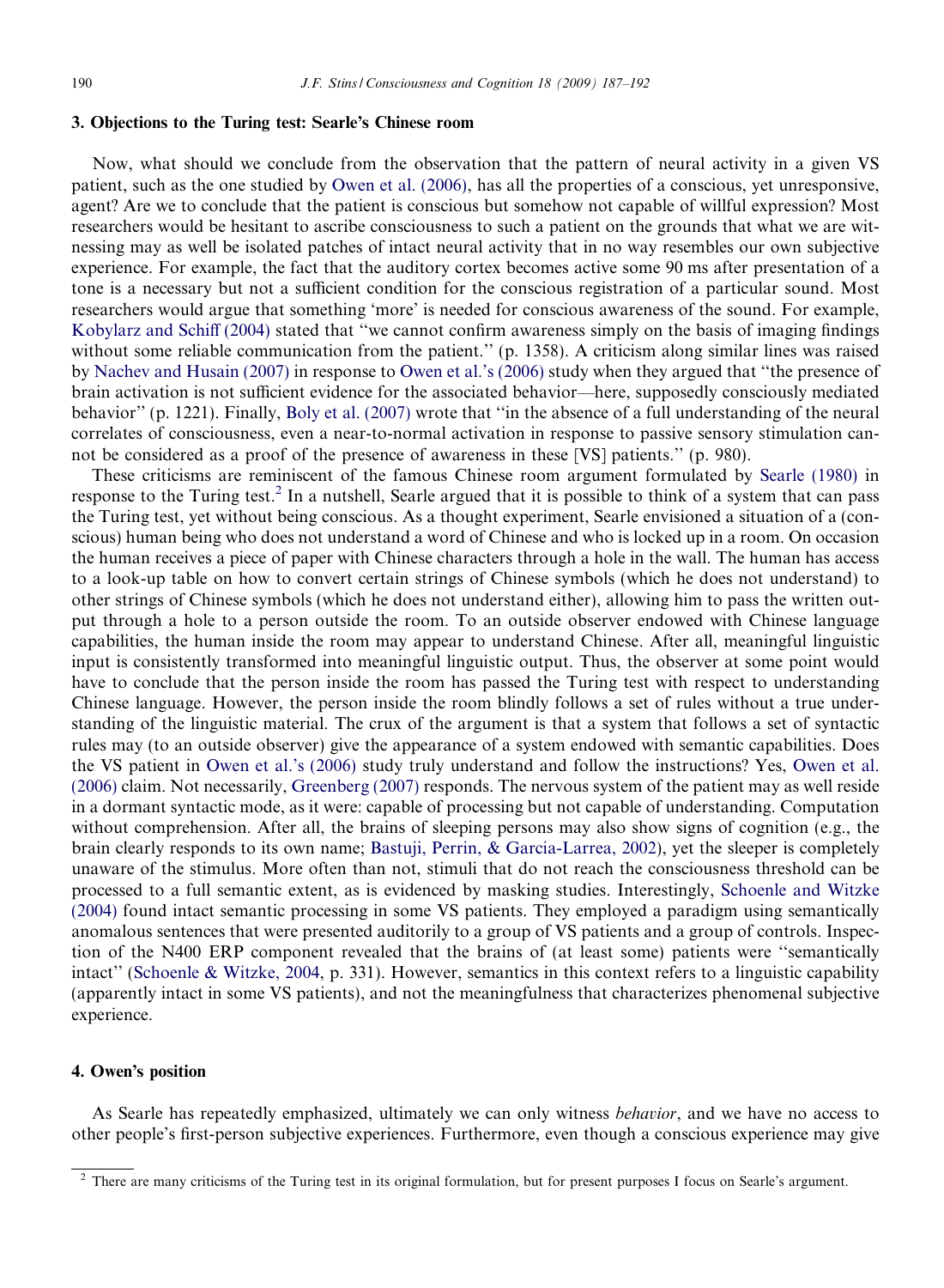## 3. Objections to the Turing test: Searle's Chinese room

Now, what should we conclude from the observation that the pattern of neural activity in a given VS patient, such as the one studied by Owen et al. (2006), has all the properties of a conscious, yet unresponsive, agent? Are we to conclude that the patient is conscious but somehow not capable of willful expression? Most researchers would be hesitant to ascribe consciousness to such a patient on the grounds that what we are witnessing may as well be isolated patches of intact neural activity that in no way resembles our own subjective experience. For example, the fact that the auditory cortex becomes active some 90 ms after presentation of a tone is a necessary but not a sufficient condition for the conscious registration of a particular sound. Most researchers would argue that something 'more' is needed for conscious awareness of the sound. For example, Kobylarz and Schiff (2004) stated that "we cannot confirm awareness simply on the basis of imaging findings without some reliable communication from the patient." (p. 1358). A criticism along similar lines was raised by Nachev and Husain (2007) in response to Owen et al.'s (2006) study when they argued that "the presence of brain activation is not sufficient evidence for the associated behavior—here, supposedly consciously mediated behavior" (p. 1221). Finally, Boly et al. (2007) wrote that "in the absence of a full understanding of the neural correlates of consciousness, even a near-to-normal activation in response to passive sensory stimulation cannot be considered as a proof of the presence of awareness in these [VS] patients." (p. 980).

These criticisms are reminiscent of the famous Chinese room argument formulated by Searle (1980) in response to the Turing test.[2] In a nutshell, Searle argued that it is possible to think of a system that can pass the Turing test, yet without being conscious. As a thought experiment, Searle envisioned a situation of a (conscious) human being who does not understand a word of Chinese and who is locked up in a room. On occasion the human receives a piece of paper with Chinese characters through a hole in the wall. The human has access to a look-up table on how to convert certain strings of Chinese symbols (which he does not understand) to other strings of Chinese symbols (which he does not understand either), allowing him to pass the written output through a hole to a person outside the room. To an outside observer endowed with Chinese language capabilities, the human inside the room may appear to understand Chinese. After all, meaningful linguistic input is consistently transformed into meaningful linguistic output. Thus, the observer at some point would have to conclude that the person inside the room has passed the Turing test with respect to understanding Chinese language. However, the person inside the room blindly follows a set of rules without a true understanding of the linguistic material. The crux of the argument is that a system that follows a set of syntactic rules may (to an outside observer) give the appearance of a system endowed with semantic capabilities. Does the VS patient in Owen et al.'s (2006) study truly understand and follow the instructions? Yes, Owen et al. (2006) claim. Not necessarily, Greenberg (2007) responds. The nervous system of the patient may as well reside in a dormant syntactic mode, as it were: capable of processing but not capable of understanding. Computation without comprehension. After all, the brains of sleeping persons may also show signs of cognition (e.g., the brain clearly responds to its own name; Bastuji, Perrin, & Garcia-Larrea, 2002), yet the sleeper is completely unaware of the stimulus. More often than not, stimuli that do not reach the consciousness threshold can be processed to a full semantic extent, as is evidenced by masking studies. Interestingly, Schoenle and Witzke (2004) found intact semantic processing in some VS patients. They employed a paradigm using semantically anomalous sentences that were presented auditorily to a group of VS patients and a group of controls. Inspection of the N400 ERP component revealed that the brains of (at least some) patients were "semantically intact" (Schoenle & Witzke, 2004, p. 331). However, semantics in this context refers to a linguistic capability (apparently intact in some VS patients), and not the meaningfulness that characterizes phenomenal subjective experience.

## 4. Owen's position

As Searle has repeatedly emphasized, ultimately we can only witness *behavior*, and we have no access to other people's first-person subjective experiences. Furthermore, even though a conscious experience may give

[2] There are many criticisms of the Turing test in its original formulation, but for present purposes I focus on Searle's argument.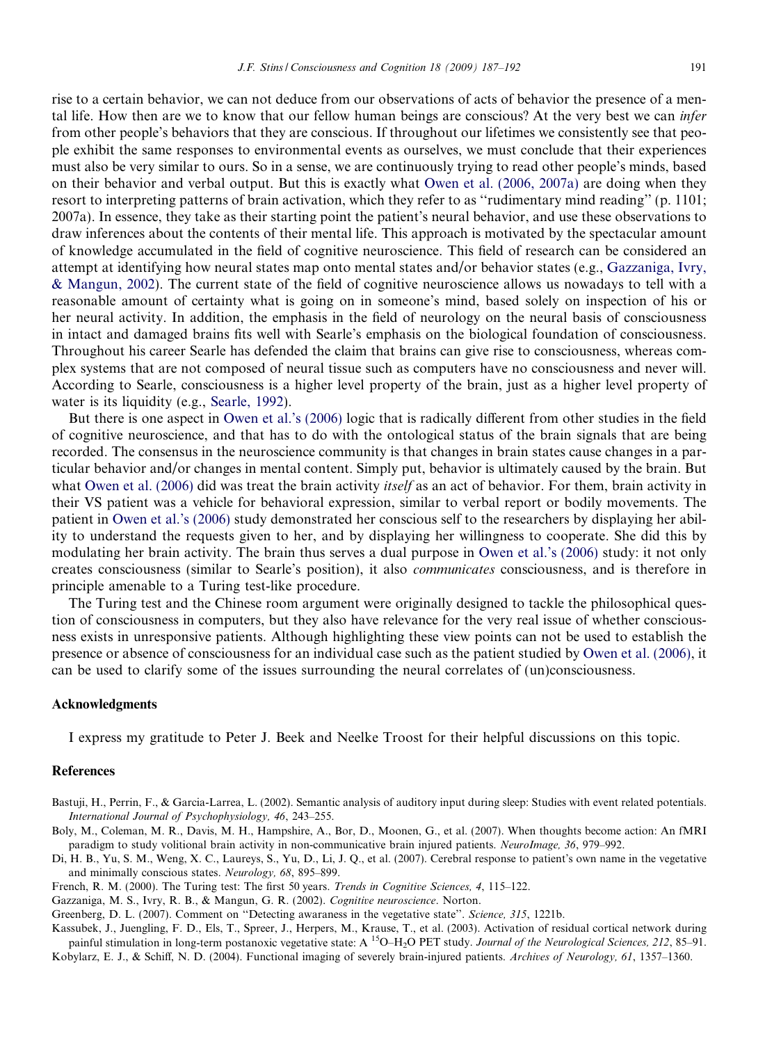rise to a certain behavior, we can not deduce from our observations of acts of behavior the presence of a mental life. How then are we to know that our fellow human beings are conscious? At the very best we can *infer* from other people's behaviors that they are conscious. If throughout our lifetimes we consistently see that people exhibit the same responses to environmental events as ourselves, we must conclude that their experiences must also be very similar to ours. So in a sense, we are continuously trying to read other people's minds, based on their behavior and verbal output. But this is exactly what Owen et al. (2006, 2007a) are doing when they resort to interpreting patterns of brain activation, which they refer to as ''rudimentary mind reading'' (p. 1101; 2007a). In essence, they take as their starting point the patient's neural behavior, and use these observations to draw inferences about the contents of their mental life. This approach is motivated by the spectacular amount of knowledge accumulated in the field of cognitive neuroscience. This field of research can be considered an attempt at identifying how neural states map onto mental states and/or behavior states (e.g., Gazzaniga, Ivry, & Mangun, 2002). The current state of the field of cognitive neuroscience allows us nowadays to tell with a reasonable amount of certainty what is going on in someone's mind, based solely on inspection of his or her neural activity. In addition, the emphasis in the field of neurology on the neural basis of consciousness in intact and damaged brains fits well with Searle's emphasis on the biological foundation of consciousness. Throughout his career Searle has defended the claim that brains can give rise to consciousness, whereas complex systems that are not composed of neural tissue such as computers have no consciousness and never will. According to Searle, consciousness is a higher level property of the brain, just as a higher level property of water is its liquidity (e.g., Searle, 1992).

But there is one aspect in Owen et al.'s (2006) logic that is radically different from other studies in the field of cognitive neuroscience, and that has to do with the ontological status of the brain signals that are being recorded. The consensus in the neuroscience community is that changes in brain states cause changes in a particular behavior and/or changes in mental content. Simply put, behavior is ultimately caused by the brain. But what Owen et al. (2006) did was treat the brain activity *itself* as an act of behavior. For them, brain activity in their VS patient was a vehicle for behavioral expression, similar to verbal report or bodily movements. The patient in Owen et al.'s (2006) study demonstrated her conscious self to the researchers by displaying her ability to understand the requests given to her, and by displaying her willingness to cooperate. She did this by modulating her brain activity. The brain thus serves a dual purpose in Owen et al.'s (2006) study: it not only creates consciousness (similar to Searle's position), it also *communicates* consciousness, and is therefore in principle amenable to a Turing test-like procedure.

The Turing test and the Chinese room argument were originally designed to tackle the philosophical question of consciousness in computers, but they also have relevance for the very real issue of whether consciousness exists in unresponsive patients. Although highlighting these view points can not be used to establish the presence or absence of consciousness for an individual case such as the patient studied by Owen et al. (2006), it can be used to clarify some of the issues surrounding the neural correlates of (un)consciousness.

## Acknowledgments

I express my gratitude to Peter J. Beek and Neelke Troost for their helpful discussions on this topic.

## References

Bastuji, H., Perrin, F., & Garcia-Larrea, L. (2002). Semantic analysis of auditory input during sleep: Studies with event related potentials. *International Journal of Psychophysiology, 46*, 243–255.

Boly, M., Coleman, M. R., Davis, M. H., Hampshire, A., Bor, D., Moonen, G., et al. (2007). When thoughts become action: An fMRI paradigm to study volitional brain activity in non-communicative brain injured patients. *NeuroImage, 36*, 979–992.

Di, H. B., Yu, S. M., Weng, X. C., Laureys, S., Yu, D., Li, J. Q., et al. (2007). Cerebral response to patient's own name in the vegetative and minimally conscious states. *Neurology, 68*, 895–899.

French, R. M. (2000). The Turing test: The first 50 years. *Trends in Cognitive Sciences, 4*, 115–122.

Gazzaniga, M. S., Ivry, R. B., & Mangun, G. R. (2002). *Cognitive neuroscience*. Norton.

Greenberg, D. L. (2007). Comment on ''Detecting awaraness in the vegetative state''. *Science, 315*, 1221b.

Kassubek, J., Juengling, F. D., Els, T., Spreer, J., Herpers, M., Krause, T., et al. (2003). Activation of residual cortical network during painful stimulation in long-term postanoxic vegetative state: A $^{15}O–H_2O$ PET study. *Journal of the Neurological Sciences, 212*, 85–91.

Kobylarz, E. J., & Schiff, N. D. (2004). Functional imaging of severely brain-injured patients. *Archives of Neurology, 61*, 1357–1360.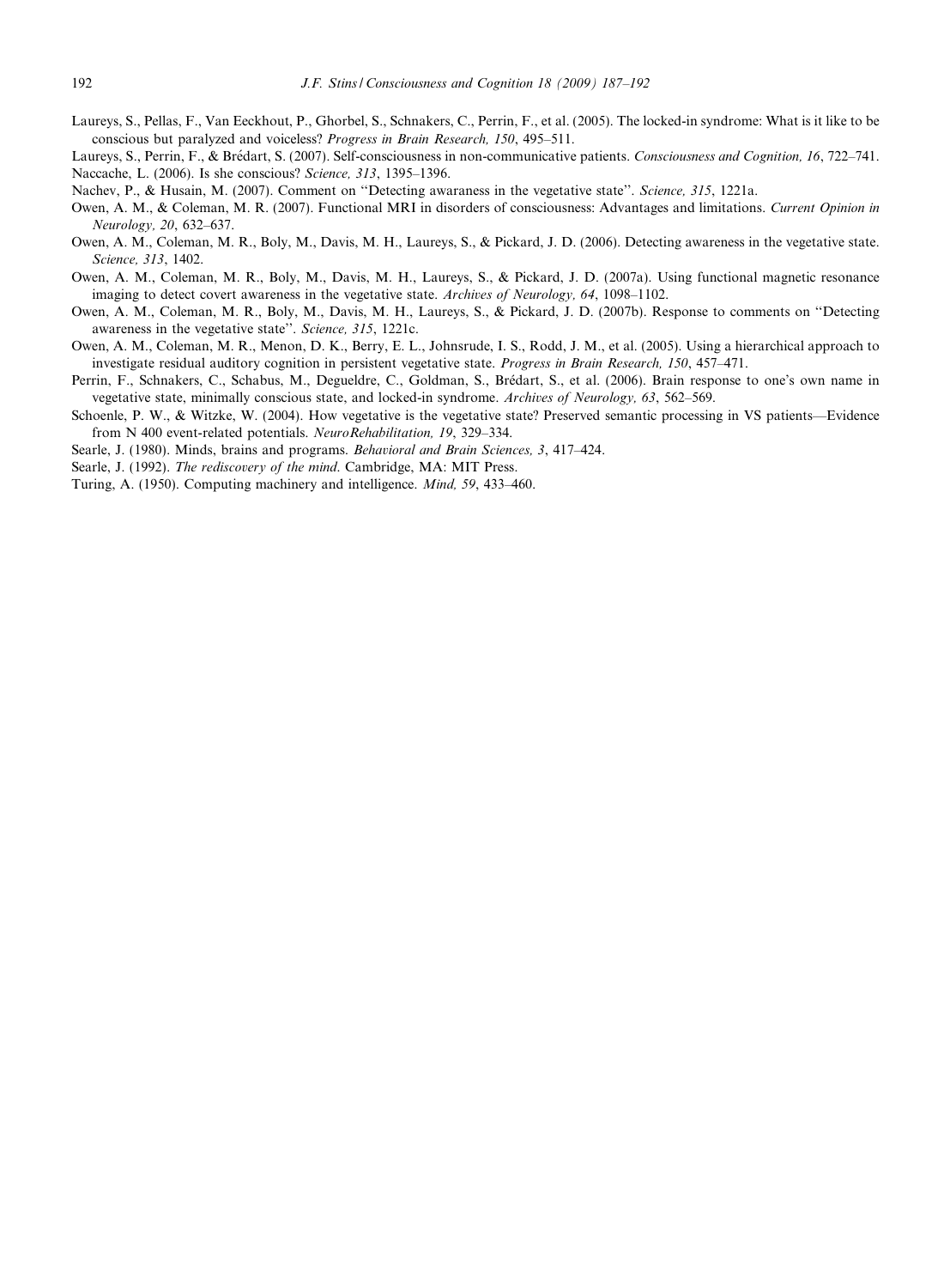Laureys, S., Pellas, F., Van Eeckhout, P., Ghorbel, S., Schnakers, C., Perrin, F., et al. (2005). The locked-in syndrome: What is it like to be conscious but paralyzed and voiceless? *Progress in Brain Research, 150*, 495–511.

Laureys, S., Perrin, F., & Brédart, S. (2007). Self-consciousness in non-communicative patients. *Consciousness and Cognition, 16*, 722–741.

Naccache, L. (2006). Is she conscious? *Science, 313*, 1395–1396.

Nachev, P., & Husain, M. (2007). Comment on "Detecting awaraness in the vegetative state". *Science, 315*, 1221a.

Owen, A. M., & Coleman, M. R. (2007). Functional MRI in disorders of consciousness: Advantages and limitations. *Current Opinion in Neurology, 20*, 632–637.

Owen, A. M., Coleman, M. R., Boly, M., Davis, M. H., Laureys, S., & Pickard, J. D. (2006). Detecting awareness in the vegetative state. *Science, 313*, 1402.

Owen, A. M., Coleman, M. R., Boly, M., Davis, M. H., Laureys, S., & Pickard, J. D. (2007a). Using functional magnetic resonance imaging to detect covert awareness in the vegetative state. *Archives of Neurology, 64*, 1098–1102.

Owen, A. M., Coleman, M. R., Boly, M., Davis, M. H., Laureys, S., & Pickard, J. D. (2007b). Response to comments on "Detecting awareness in the vegetative state". *Science, 315*, 1221c.

Owen, A. M., Coleman, M. R., Menon, D. K., Berry, E. L., Johnsrude, I. S., Rodd, J. M., et al. (2005). Using a hierarchical approach to investigate residual auditory cognition in persistent vegetative state. *Progress in Brain Research, 150*, 457–471.

Perrin, F., Schnakers, C., Schabus, M., Degueldre, C., Goldman, S., Brédart, S., et al. (2006). Brain response to one's own name in vegetative state, minimally conscious state, and locked-in syndrome. *Archives of Neurology, 63*, 562–569.

Schoenle, P. W., & Witzke, W. (2004). How vegetative is the vegetative state? Preserved semantic processing in VS patients—Evidence from N 400 event-related potentials. *NeuroRehabilitation, 19*, 329–334.

Searle, J. (1980). Minds, brains and programs. *Behavioral and Brain Sciences, 3*, 417–424.

Searle, J. (1992). *The rediscovery of the mind*. Cambridge, MA: MIT Press.

Turing, A. (1950). Computing machinery and intelligence. *Mind, 59*, 433–460.